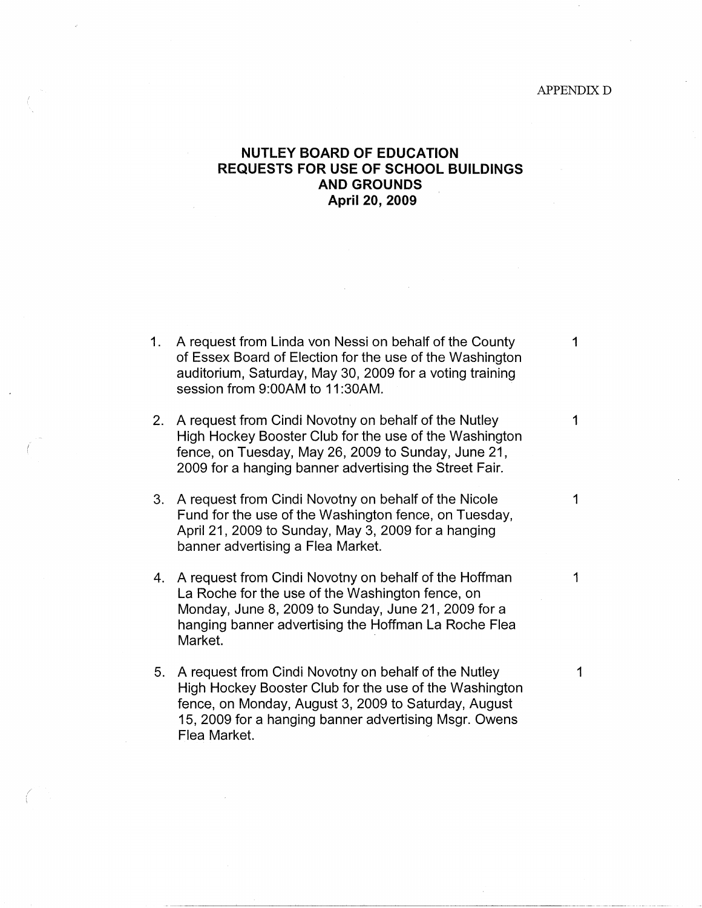APPENDIX D

# NUTLEY BOARD OF EDUCATION
# REQUESTS FOR USE OF SCHOOL BUILDINGS AND GROUNDS
## April 20, 2009

1. A request from Linda von Nessi on behalf of the County of Essex Board of Election for the use of the Washington auditorium, Saturday, May 30, 2009 for a voting training session from 9:00AM to 11:30AM. 1

2. A request from Cindi Novotny on behalf of the Nutley High Hockey Booster Club for the use of the Washington fence, on Tuesday, May 26, 2009 to Sunday, June 21, 2009 for a hanging banner advertising the Street Fair. 1

3. A request from Cindi Novotny on behalf of the Nicole Fund for the use of the Washington fence, on Tuesday, April 21, 2009 to Sunday, May 3, 2009 for a hanging banner advertising a Flea Market. 1

4. A request from Cindi Novotny on behalf of the Hoffman La Roche for the use of the Washington fence, on Monday, June 8, 2009 to Sunday, June 21, 2009 for a hanging banner advertising the Hoffman La Roche Flea Market. 1

5. A request from Cindi Novotny on behalf of the Nutley High Hockey Booster Club for the use of the Washington fence, on Monday, August 3, 2009 to Saturday, August 15, 2009 for a hanging banner advertising Msgr. Owens Flea Market. 1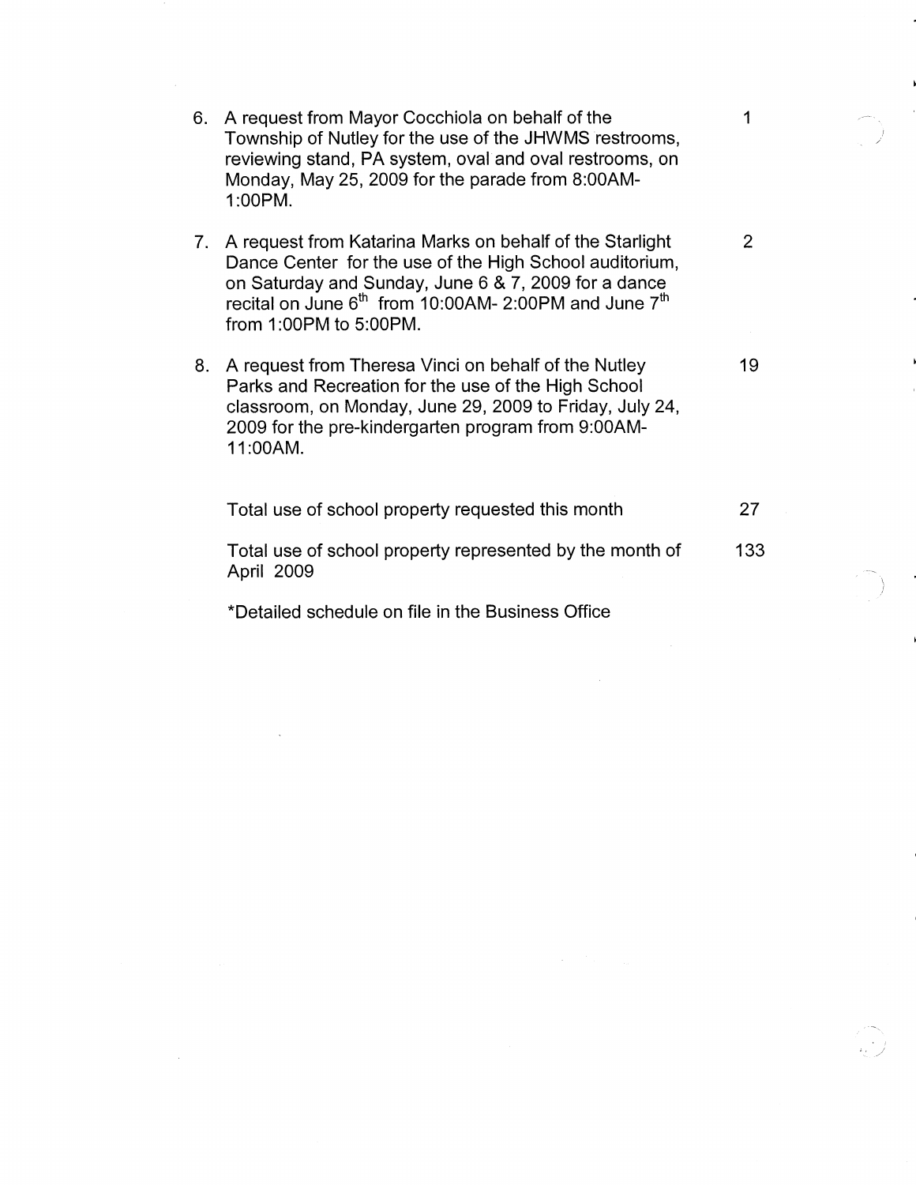| | | |
|---|---|---|
| 6. | A request from Mayor Cocchiola on behalf of the Township of Nutley for the use of the JHWMS restrooms, reviewing stand, PA system, oval and oval restrooms, on Monday, May 25, 2009 for the parade from 8:00AM-1:00PM. | 1 |
| 7. | A request from Katarina Marks on behalf of the Starlight Dance Center for the use of the High School auditorium, on Saturday and Sunday, June 6 & 7, 2009 for a dance recital on June 6th from 10:00AM- 2:00PM and June 7th from 1:00PM to 5:00PM. | 2 |
| 8. | A request from Theresa Vinci on behalf of the Nutley Parks and Recreation for the use of the High School classroom, on Monday, June 29, 2009 to Friday, July 24, 2009 for the pre-kindergarten program from 9:00AM-11:00AM. | 19 |
| | Total use of school property requested this month | 27 |
| | Total use of school property represented by the month of April 2009 | 133 |

*Detailed schedule on file in the Business Office